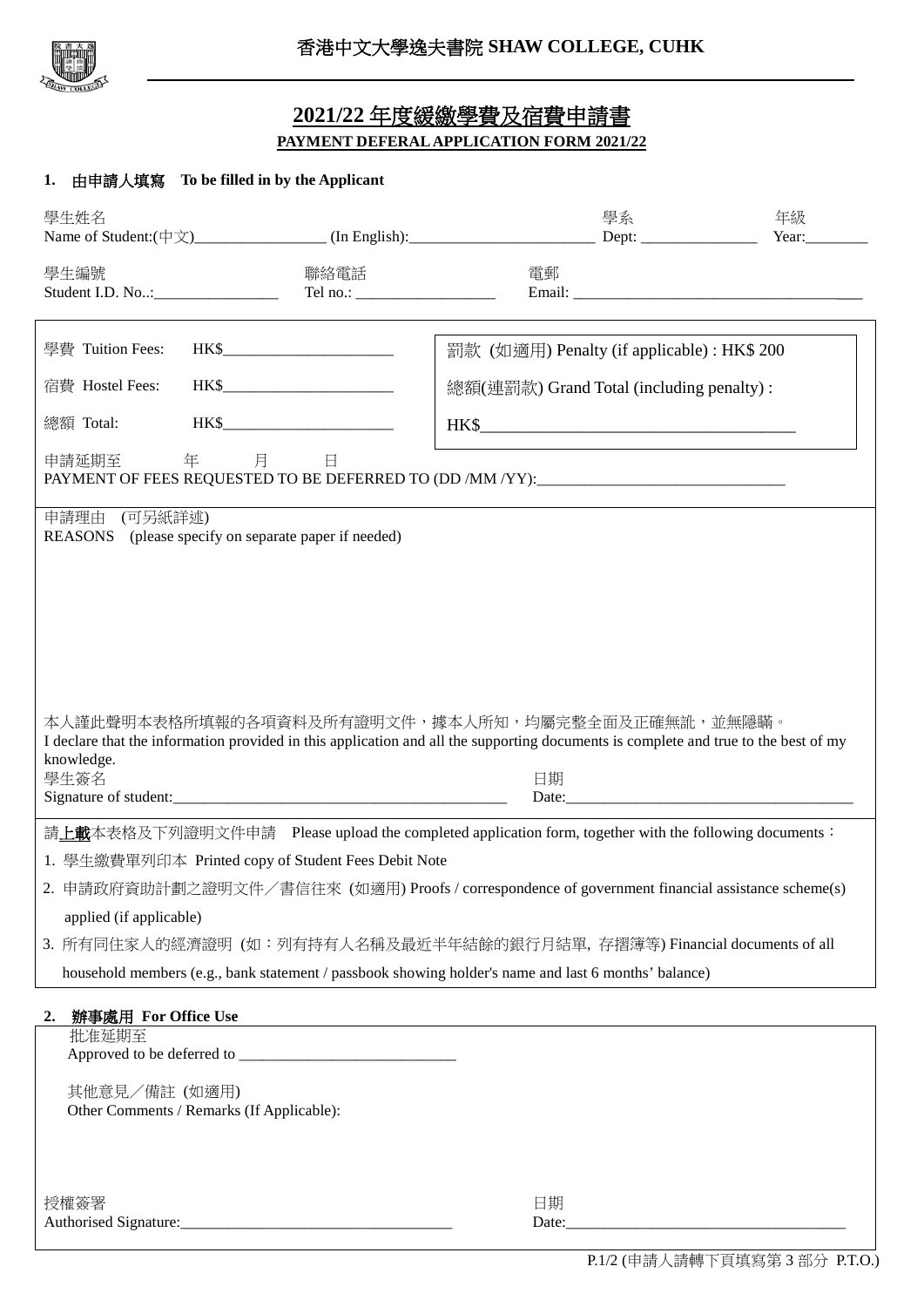香港中文大學逸夫書院 **SHAW COLLEGE, CUHK**

# 2021/22 年度緩繳學費及宿費申請書

**PAYMENT DEFERAL APPLICATION FORM 2021/22**

## 1. 由申請人填寫 To be filled in by the Applicant

學生姓名
Name of Student:(中文)_________________ (In English):_________________________ 學系 Dept: _______________ 年級 Year:________

學生編號
Student I.D. No..:________________ 聯絡電話 Tel no.: __________________ 電郵 Email: ____________________________________

學費 Tuition Fees: HK$______________________

宿費 Hostel Fees: HK$______________________

總額 Total: HK$______________________

罰款 (如適用) Penalty (if applicable) : HK$ 200

總額(連罰款) Grand Total (including penalty) :

HK$_______________________________________

申請延期至 年 月 日
PAYMENT OF FEES REQUESTED TO BE DEFERRED TO (DD /MM /YY):________________________________

申請理由 (可另紙詳述)
REASONS (please specify on separate paper if needed)

本人謹此聲明本表格所填報的各項資料及所有證明文件，據本人所知，均屬完整全面及正確無訛，並無隱瞞。
I declare that the information provided in this application and all the supporting documents is complete and true to the best of my knowledge.

學生簽名
Signature of student:____________________________________________ 日期 Date:______________________________________

請**上載**本表格及下列證明文件申請 Please upload the completed application form, together with the following documents：

1. 學生繳費單列印本 Printed copy of Student Fees Debit Note
2. 申請政府資助計劃之證明文件／書信往來 (如適用) Proofs / correspondence of government financial assistance scheme(s) applied (if applicable)
3. 所有同住家人的經濟證明 (如：列有持有人名稱及最近半年結餘的銀行月結單, 存摺簿等) Financial documents of all household members (e.g., bank statement / passbook showing holder's name and last 6 months' balance)

## 2. 辦事處用 For Office Use

批准延期至
Approved to be deferred to ____________________________

其他意見／備註 (如適用)
Other Comments / Remarks (If Applicable):

授權簽署
Authorised Signature:___________________________________ 日期 Date:_____________________________________

P.1/2 (申請人請轉下頁填寫第 3 部分 P.T.O.)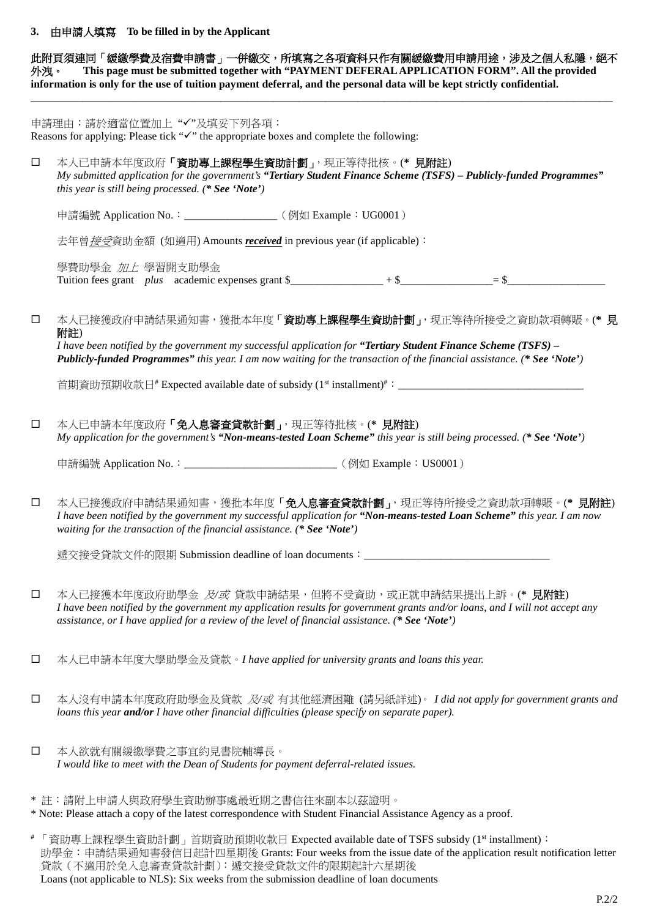**3. 由申請人填寫 To be filled in by the Applicant**

**此附頁須連同「緩繳學費及宿費申請書」一併繳交，所填寫之各項資料只作有關緩繳費用申請用途，涉及之個人私隱，絕不外洩。 This page must be submitted together with "PAYMENT DEFERAL APPLICATION FORM". All the provided information is only for the use of tuition payment deferral, and the personal data will be kept strictly confidential.**

---

申請理由：請於適當位置加上 "✓"及填妥下列各項：
Reasons for applying: Please tick "✓" the appropriate boxes and complete the following:

☐ 本人已申請本年度政府**「資助專上課程學生資助計劃」**，現正等待批核。(**\* 見附註**)
*My submitted application for the government's **"Tertiary Student Finance Scheme (TSFS) – Publicly-funded Programmes"** this year is still being processed. (**\* See 'Note'**)*

申請編號 Application No.：_________________（例如 Example：UG0001）

去年曾*<u>接受</u>*資助金額 (如適用) Amounts ***<u>received</u>*** in previous year (if applicable)：

學費助學金 *加上* 學習開支助學金
Tuition fees grant *plus* academic expenses grant $_________________ + $_________________ = $__________________

☐ 本人已接獲政府申請結果通知書，獲批本年度**「資助專上課程學生資助計劃」**，現正等待所接受之資助款項轉賬。(**\* 見附註**)
*I have been notified by the government my successful application for **"Tertiary Student Finance Scheme (TSFS) – Publicly-funded Programmes"** this year. I am now waiting for the transaction of the financial assistance. (**\* See 'Note'**)*

首期資助預期收款日# Expected available date of subsidy (1st installment)#：__________________________________

☐ 本人已申請本年度政府**「免入息審查貸款計劃」**，現正等待批核。(**\* 見附註**)
*My application for the government's **"Non-means-tested Loan Scheme"** this year is still being processed. (**\* See 'Note'**)*

申請編號 Application No.：____________________________（例如 Example：US0001）

☐ 本人已接獲政府申請結果通知書，獲批本年度**「免入息審查貸款計劃」**，現正等待所接受之資助款項轉賬。(**\* 見附註**)
*I have been notified by the government my successful application for **"Non-means-tested Loan Scheme"** this year. I am now waiting for the transaction of the financial assistance. (**\* See 'Note'**)*

遞交接受貸款文件的限期 Submission deadline of loan documents：__________________________________

☐ 本人已接獲本年度政府助學金 *及/或* 貸款申請結果，但將不受資助，或正就申請結果提出上訴。(**\* 見附註**)
*I have been notified by the government my application results for government grants and/or loans, and I will not accept any assistance, or I have applied for a review of the level of financial assistance. (**\* See 'Note'**)*

☐ 本人已申請本年度大學助學金及貸款。*I have applied for university grants and loans this year.*

☐ 本人沒有申請本年度政府助學金及貸款 *及/或* 有其他經濟困難 (請另紙詳述)。 *I did not apply for government grants and loans this year **and/or** I have other financial difficulties (please specify on separate paper).*

☐ 本人欲就有關緩繳學費之事宜約見書院輔導長。
*I would like to meet with the Dean of Students for payment deferral-related issues.*

\* 註：請附上申請人與政府學生資助辦事處最近期之書信往來副本以茲證明。
\* Note: Please attach a copy of the latest correspondence with Student Financial Assistance Agency as a proof.

# 「資助專上課程學生資助計劃」首期資助預期收款日 Expected available date of TSFS subsidy (1st installment)：
助學金：申請結果通知書發信日起計四星期後 Grants: Four weeks from the issue date of the application result notification letter
貸款（不適用於免入息審查貸款計劃）：遞交接受貸款文件的限期起計六星期後
Loans (not applicable to NLS): Six weeks from the submission deadline of loan documents